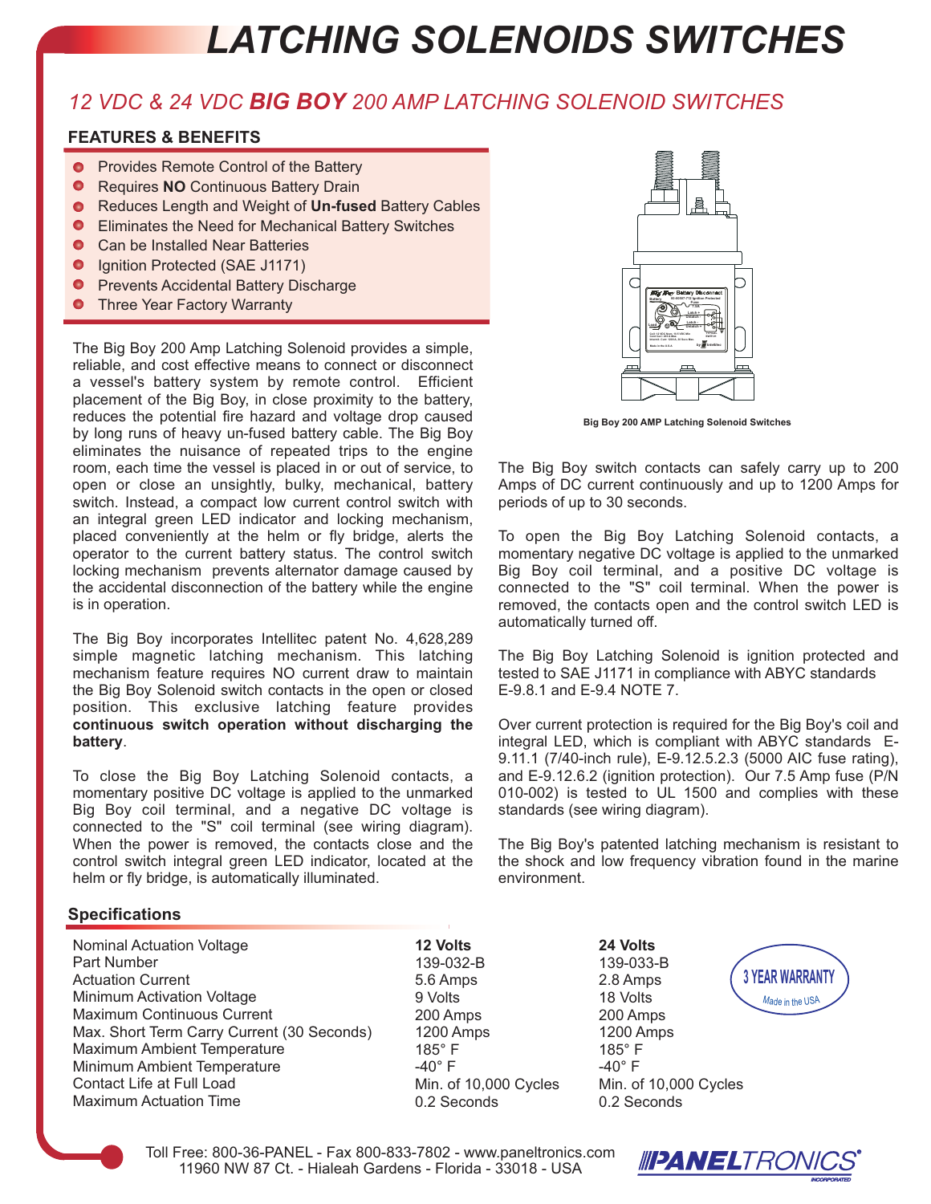# LATCHING SOLENOIDS SWITCHES

## *12 VDC & 24 VDC **BIG BOY** 200 AMP LATCHING SOLENOID SWITCHES*

### FEATURES & BENEFITS

- Provides Remote Control of the Battery
- Requires **NO** Continuous Battery Drain
- Reduces Length and Weight of **Un-fused** Battery Cables
- Eliminates the Need for Mechanical Battery Switches
- Can be Installed Near Batteries
- Ignition Protected (SAE J1171)
- Prevents Accidental Battery Discharge
- Three Year Factory Warranty

The Big Boy 200 Amp Latching Solenoid provides a simple, reliable, and cost effective means to connect or disconnect a vessel's battery system by remote control. Efficient placement of the Big Boy, in close proximity to the battery, reduces the potential fire hazard and voltage drop caused by long runs of heavy un-fused battery cable. The Big Boy eliminates the nuisance of repeated trips to the engine room, each time the vessel is placed in or out of service, to open or close an unsightly, bulky, mechanical, battery switch. Instead, a compact low current control switch with an integral green LED indicator and locking mechanism, placed conveniently at the helm or fly bridge, alerts the operator to the current battery status. The control switch locking mechanism prevents alternator damage caused by the accidental disconnection of the battery while the engine is in operation.

The Big Boy incorporates Intellitec patent No. 4,628,289 simple magnetic latching mechanism. This latching mechanism feature requires NO current draw to maintain the Big Boy Solenoid switch contacts in the open or closed position. This exclusive latching feature provides **continuous switch operation without discharging the battery**.

To close the Big Boy Latching Solenoid contacts, a momentary positive DC voltage is applied to the unmarked Big Boy coil terminal, and a negative DC voltage is connected to the "S" coil terminal (see wiring diagram). When the power is removed, the contacts close and the control switch integral green LED indicator, located at the helm or fly bridge, is automatically illuminated.

Big Boy 200 AMP Latching Solenoid Switches

The Big Boy switch contacts can safely carry up to 200 Amps of DC current continuously and up to 1200 Amps for periods of up to 30 seconds.

To open the Big Boy Latching Solenoid contacts, a momentary negative DC voltage is applied to the unmarked Big Boy coil terminal, and a positive DC voltage is connected to the "S" coil terminal. When the power is removed, the contacts open and the control switch LED is automatically turned off.

The Big Boy Latching Solenoid is ignition protected and tested to SAE J1171 in compliance with ABYC standards E-9.8.1 and E-9.4 NOTE 7.

Over current protection is required for the Big Boy's coil and integral LED, which is compliant with ABYC standards E-9.11.1 (7/40-inch rule), E-9.12.5.2.3 (5000 AIC fuse rating), and E-9.12.6.2 (ignition protection). Our 7.5 Amp fuse (P/N 010-002) is tested to UL 1500 and complies with these standards (see wiring diagram).

The Big Boy's patented latching mechanism is resistant to the shock and low frequency vibration found in the marine environment.

### Specifications

| | **12 Volts** | **24 Volts** |
|---|---|---|
| Nominal Actuation Voltage | | |
| Part Number | 139-032-B | 139-033-B |
| Actuation Current | 5.6 Amps | 2.8 Amps |
| Minimum Activation Voltage | 9 Volts | 18 Volts |
| Maximum Continuous Current | 200 Amps | 200 Amps |
| Max. Short Term Carry Current (30 Seconds) | 1200 Amps | 1200 Amps |
| Maximum Ambient Temperature | 185° F | 185° F |
| Minimum Ambient Temperature | -40° F | -40° F |
| Contact Life at Full Load | Min. of 10,000 Cycles | Min. of 10,000 Cycles |
| Maximum Actuation Time | 0.2 Seconds | 0.2 Seconds |

3 YEAR WARRANTY — Made in the USA

Toll Free: 800-36-PANEL - Fax 800-833-7802 - www.paneltronics.com
11960 NW 87 Ct. - Hialeah Gardens - Florida - 33018 - USA

PANELTRONICS® INCORPORATED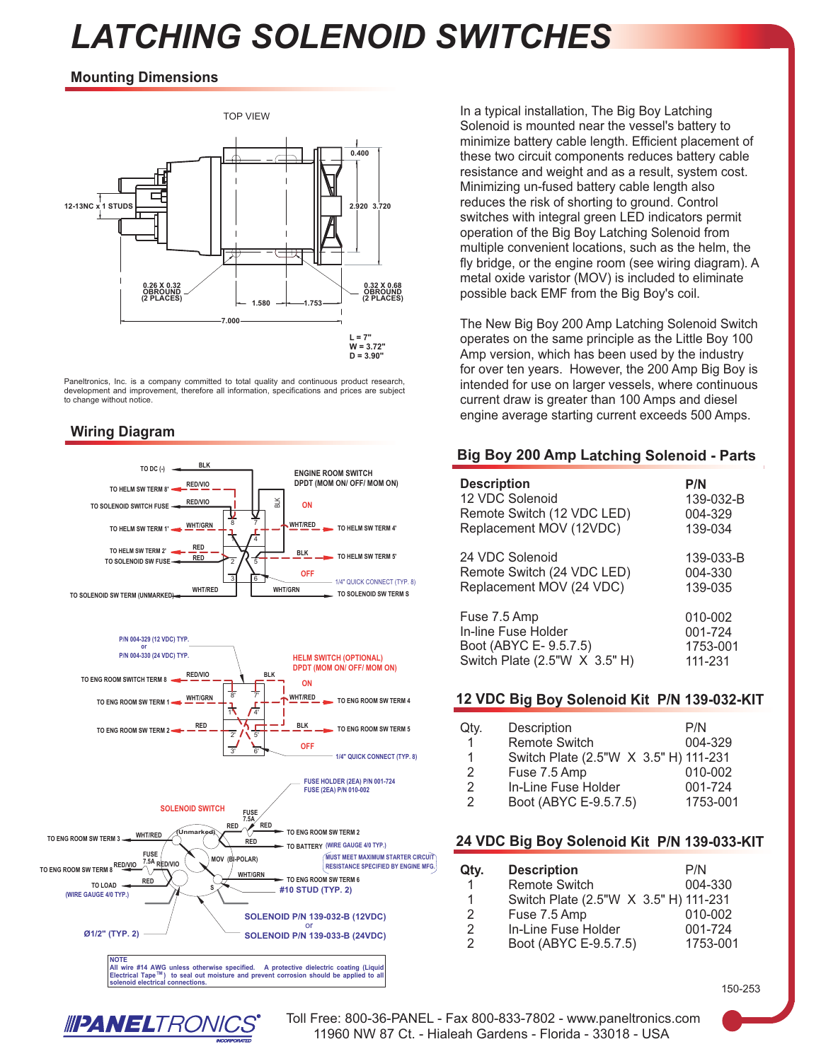# LATCHING SOLENOID SWITCHES

## Mounting Dimensions

TOP VIEW

12-13NC x 1 STUDS

0.400

2.920 3.720

0.26 X 0.32 OBROUND (2 PLACES)

0.32 X 0.68 OBROUND (2 PLACES)

1.580

1.753

7.000

L = 7"
W = 3.72"
D = 3.90"

Paneltronics, Inc. is a company committed to total quality and continuous product research, development and improvement, therefore all information, specifications and prices are subject to change without notice.

## Wiring Diagram

TO DC (-)
BLK
TO HELM SW TERM 8'
RED/VIO
TO SOLENOID SWITCH FUSE
RED/VIO
TO HELM SW TERM 1'
WHT/GRN
TO HELM SW TERM 2'
RED
TO SOLENOID SW FUSE
RED
TO SOLENOID SW TERM (UNMARKED)
WHT/RED
ENGINE ROOM SWITCH
DPDT (MOM ON/ OFF/ MOM ON)
BLK
ON
WHT/RED
TO HELM SW TERM 4'
BLK
TO HELM SW TERM 5'
OFF
1/4" QUICK CONNECT (TYP. 8)
WHT/GRN
TO SOLENOID SW TERM S

P/N 004-329 (12 VDC) TYP.
or
P/N 004-330 (24 VDC) TYP.

HELM SWITCH (OPTIONAL)
DPDT (MOM ON/ OFF/ MOM ON)

TO ENG ROOM SWITCH TERM 8
RED/VIO
BLK
ON
TO ENG ROOM SW TERM 1
WHT/GRN
WHT/RED
TO ENG ROOM SW TERM 4
TO ENG ROOM SW TERM 2
RED
BLK
TO ENG ROOM SW TERM 5
OFF
1/4" QUICK CONNECT (TYP. 8)

FUSE HOLDER (2EA) P/N 001-724
FUSE (2EA) P/N 010-002

SOLENOID SWITCH
FUSE 7.5A
RED
RED
TO ENG ROOM SW TERM 2
TO ENG ROOM SW TERM 3
WHT/RED
(Unmarked)
RED
TO BATTERY (WIRE GAUGE 4/0 TYP.)
MUST MEET MAXIMUM STARTER CIRCUIT RESISTANCE SPECIFIED BY ENGINE MFG.
TO ENG ROOM SW TERM 8
RED/VIO
FUSE 7.5A
RED/VIO
MOV (BI-POLAR)
WHT/GRN
TO ENG ROOM SW TERM 6
TO LOAD (WIRE GAUGE 4/0 TYP.)
RED
S
#10 STUD (TYP. 2)

SOLENOID P/N 139-032-B (12VDC)
or
SOLENOID P/N 139-033-B (24VDC)

Ø1/2" (TYP. 2)

NOTE
All wire #14 AWG unless otherwise specified. A protective dielectric coating (Liquid Electrical Tape™) to seal out moisture and prevent corrosion should be applied to all solenoid electrical connections.

In a typical installation, The Big Boy Latching Solenoid is mounted near the vessel's battery to minimize battery cable length. Efficient placement of these two circuit components reduces battery cable resistance and weight and as a result, system cost. Minimizing un-fused battery cable length also reduces the risk of shorting to ground. Control switches with integral green LED indicators permit operation of the Big Boy Latching Solenoid from multiple convenient locations, such as the helm, the fly bridge, or the engine room (see wiring diagram). A metal oxide varistor (MOV) is included to eliminate possible back EMF from the Big Boy's coil.

The New Big Boy 200 Amp Latching Solenoid Switch operates on the same principle as the Little Boy 100 Amp version, which has been used by the industry for over ten years. However, the 200 Amp Big Boy is intended for use on larger vessels, where continuous current draw is greater than 100 Amps and diesel engine average starting current exceeds 500 Amps.

## Big Boy 200 Amp Latching Solenoid - Parts

| Description | P/N |
|---|---|
| 12 VDC Solenoid | 139-032-B |
| Remote Switch (12 VDC LED) | 004-329 |
| Replacement MOV (12VDC) | 139-034 |
| 24 VDC Solenoid | 139-033-B |
| Remote Switch (24 VDC LED) | 004-330 |
| Replacement MOV (24 VDC) | 139-035 |
| Fuse 7.5 Amp | 010-002 |
| In-line Fuse Holder | 001-724 |
| Boot (ABYC E- 9.5.7.5) | 1753-001 |
| Switch Plate (2.5"W X 3.5" H) | 111-231 |

## 12 VDC Big Boy Solenoid Kit P/N 139-032-KIT

| Qty. | Description | P/N |
|---|---|---|
| 1 | Remote Switch | 004-329 |
| 1 | Switch Plate (2.5"W X 3.5" H) | 111-231 |
| 2 | Fuse 7.5 Amp | 010-002 |
| 2 | In-Line Fuse Holder | 001-724 |
| 2 | Boot (ABYC E-9.5.7.5) | 1753-001 |

## 24 VDC Big Boy Solenoid Kit P/N 139-033-KIT

| Qty. | Description | P/N |
|---|---|---|
| 1 | Remote Switch | 004-330 |
| 1 | Switch Plate (2.5"W X 3.5" H) | 111-231 |
| 2 | Fuse 7.5 Amp | 010-002 |
| 2 | In-Line Fuse Holder | 001-724 |
| 2 | Boot (ABYC E-9.5.7.5) | 1753-001 |

150-253

PANELTRONICS INCORPORATED

Toll Free: 800-36-PANEL - Fax 800-833-7802 - www.paneltronics.com
11960 NW 87 Ct. - Hialeah Gardens - Florida - 33018 - USA